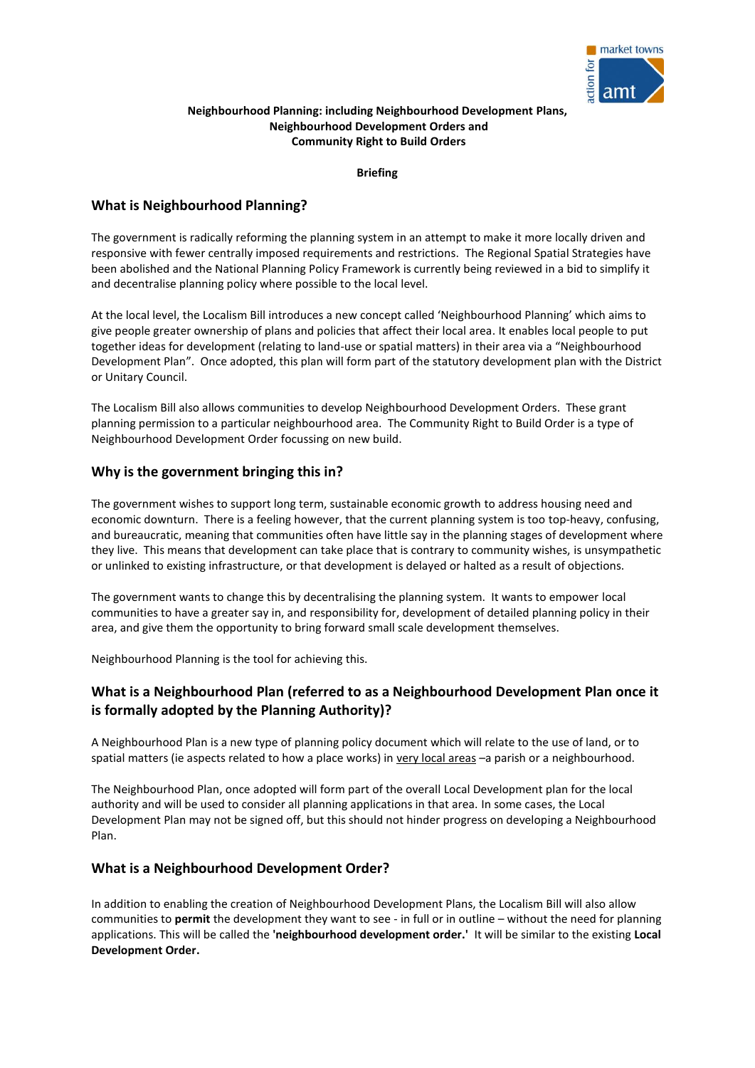**Neighbourhood Planning: including Neighbourhood Development Plans, Neighbourhood Development Orders and Community Right to Build Orders**

**Briefing**

## What is Neighbourhood Planning?

The government is radically reforming the planning system in an attempt to make it more locally driven and responsive with fewer centrally imposed requirements and restrictions. The Regional Spatial Strategies have been abolished and the National Planning Policy Framework is currently being reviewed in a bid to simplify it and decentralise planning policy where possible to the local level.

At the local level, the Localism Bill introduces a new concept called 'Neighbourhood Planning' which aims to give people greater ownership of plans and policies that affect their local area. It enables local people to put together ideas for development (relating to land-use or spatial matters) in their area via a "Neighbourhood Development Plan". Once adopted, this plan will form part of the statutory development plan with the District or Unitary Council.

The Localism Bill also allows communities to develop Neighbourhood Development Orders. These grant planning permission to a particular neighbourhood area. The Community Right to Build Order is a type of Neighbourhood Development Order focussing on new build.

## Why is the government bringing this in?

The government wishes to support long term, sustainable economic growth to address housing need and economic downturn. There is a feeling however, that the current planning system is too top-heavy, confusing, and bureaucratic, meaning that communities often have little say in the planning stages of development where they live. This means that development can take place that is contrary to community wishes, is unsympathetic or unlinked to existing infrastructure, or that development is delayed or halted as a result of objections.

The government wants to change this by decentralising the planning system. It wants to empower local communities to have a greater say in, and responsibility for, development of detailed planning policy in their area, and give them the opportunity to bring forward small scale development themselves.

Neighbourhood Planning is the tool for achieving this.

## What is a Neighbourhood Plan (referred to as a Neighbourhood Development Plan once it is formally adopted by the Planning Authority)?

A Neighbourhood Plan is a new type of planning policy document which will relate to the use of land, or to spatial matters (ie aspects related to how a place works) in very local areas –a parish or a neighbourhood.

The Neighbourhood Plan, once adopted will form part of the overall Local Development plan for the local authority and will be used to consider all planning applications in that area. In some cases, the Local Development Plan may not be signed off, but this should not hinder progress on developing a Neighbourhood Plan.

## What is a Neighbourhood Development Order?

In addition to enabling the creation of Neighbourhood Development Plans, the Localism Bill will also allow communities to **permit** the development they want to see - in full or in outline – without the need for planning applications. This will be called the **'neighbourhood development order.'** It will be similar to the existing **Local Development Order.**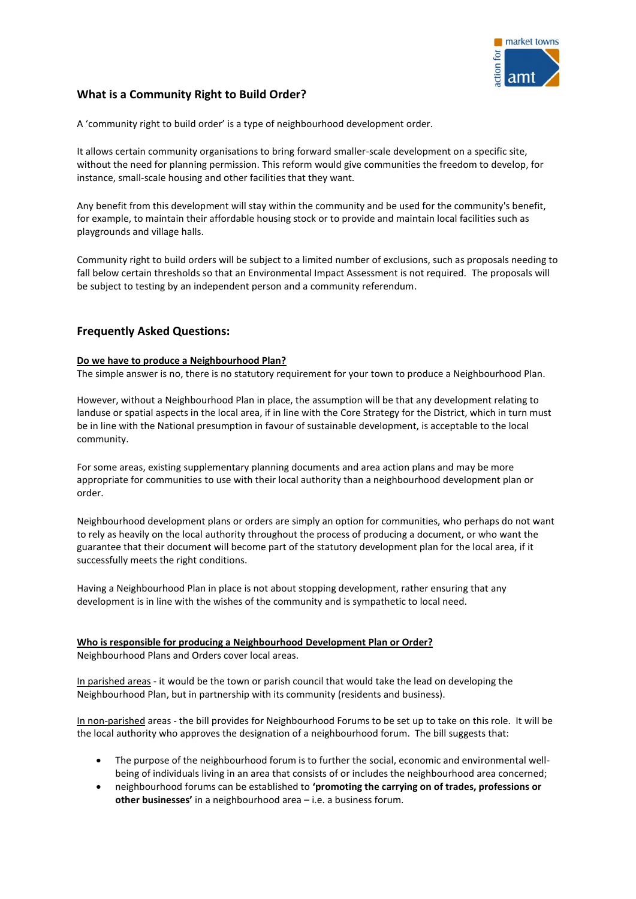## What is a Community Right to Build Order?

A 'community right to build order' is a type of neighbourhood development order.

It allows certain community organisations to bring forward smaller-scale development on a specific site, without the need for planning permission. This reform would give communities the freedom to develop, for instance, small-scale housing and other facilities that they want.

Any benefit from this development will stay within the community and be used for the community's benefit, for example, to maintain their affordable housing stock or to provide and maintain local facilities such as playgrounds and village halls.

Community right to build orders will be subject to a limited number of exclusions, such as proposals needing to fall below certain thresholds so that an Environmental Impact Assessment is not required. The proposals will be subject to testing by an independent person and a community referendum.

## Frequently Asked Questions:

**Do we have to produce a Neighbourhood Plan?**

The simple answer is no, there is no statutory requirement for your town to produce a Neighbourhood Plan.

However, without a Neighbourhood Plan in place, the assumption will be that any development relating to landuse or spatial aspects in the local area, if in line with the Core Strategy for the District, which in turn must be in line with the National presumption in favour of sustainable development, is acceptable to the local community.

For some areas, existing supplementary planning documents and area action plans and may be more appropriate for communities to use with their local authority than a neighbourhood development plan or order.

Neighbourhood development plans or orders are simply an option for communities, who perhaps do not want to rely as heavily on the local authority throughout the process of producing a document, or who want the guarantee that their document will become part of the statutory development plan for the local area, if it successfully meets the right conditions.

Having a Neighbourhood Plan in place is not about stopping development, rather ensuring that any development is in line with the wishes of the community and is sympathetic to local need.

**Who is responsible for producing a Neighbourhood Development Plan or Order?**

Neighbourhood Plans and Orders cover local areas.

In parished areas - it would be the town or parish council that would take the lead on developing the Neighbourhood Plan, but in partnership with its community (residents and business).

In non-parished areas - the bill provides for Neighbourhood Forums to be set up to take on this role. It will be the local authority who approves the designation of a neighbourhood forum. The bill suggests that:

- The purpose of the neighbourhood forum is to further the social, economic and environmental well-being of individuals living in an area that consists of or includes the neighbourhood area concerned;
- neighbourhood forums can be established to **'promoting the carrying on of trades, professions or other businesses'** in a neighbourhood area – i.e. a business forum.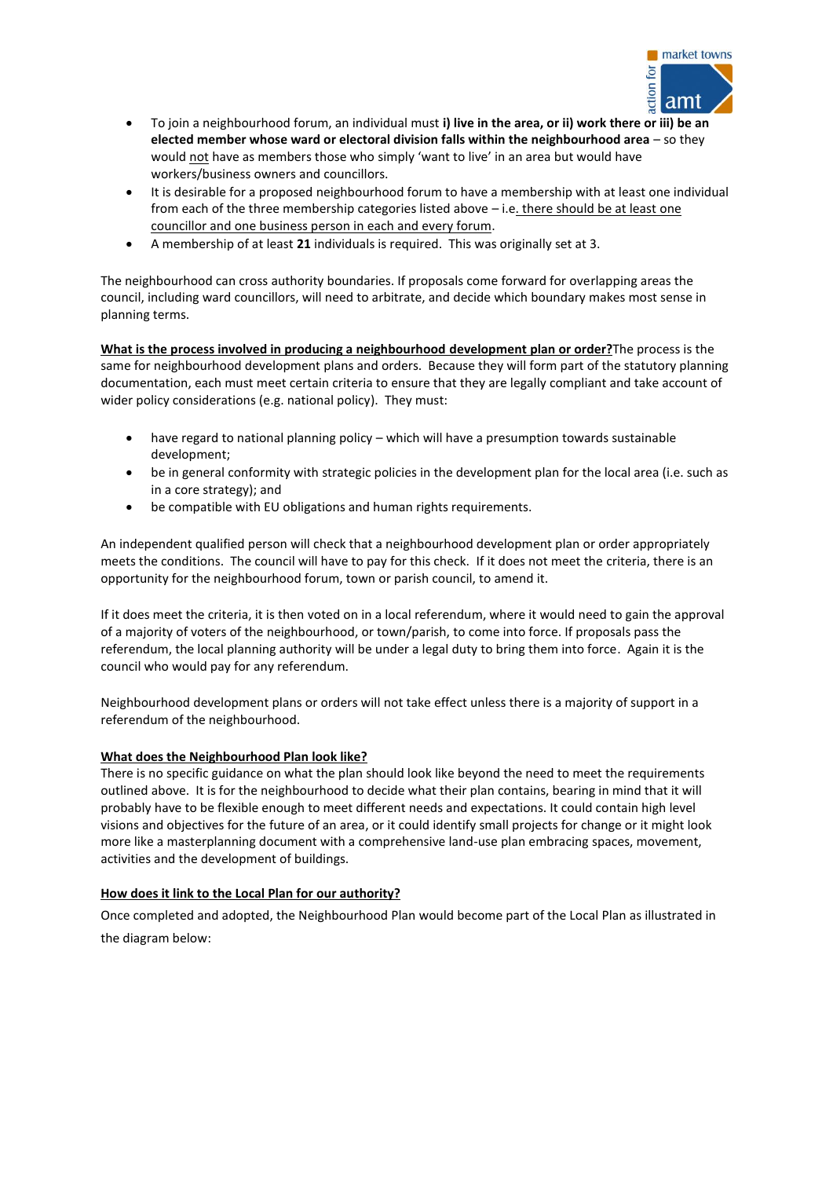- To join a neighbourhood forum, an individual must **i) live in the area, or ii) work there or iii) be an elected member whose ward or electoral division falls within the neighbourhood area** – so they would not have as members those who simply 'want to live' in an area but would have workers/business owners and councillors.
- It is desirable for a proposed neighbourhood forum to have a membership with at least one individual from each of the three membership categories listed above – i.e. there should be at least one councillor and one business person in each and every forum.
- A membership of at least **21** individuals is required. This was originally set at 3.

The neighbourhood can cross authority boundaries. If proposals come forward for overlapping areas the council, including ward councillors, will need to arbitrate, and decide which boundary makes most sense in planning terms.

**What is the process involved in producing a neighbourhood development plan or order?** The process is the same for neighbourhood development plans and orders. Because they will form part of the statutory planning documentation, each must meet certain criteria to ensure that they are legally compliant and take account of wider policy considerations (e.g. national policy). They must:

- have regard to national planning policy – which will have a presumption towards sustainable development;
- be in general conformity with strategic policies in the development plan for the local area (i.e. such as in a core strategy); and
- be compatible with EU obligations and human rights requirements.

An independent qualified person will check that a neighbourhood development plan or order appropriately meets the conditions. The council will have to pay for this check. If it does not meet the criteria, there is an opportunity for the neighbourhood forum, town or parish council, to amend it.

If it does meet the criteria, it is then voted on in a local referendum, where it would need to gain the approval of a majority of voters of the neighbourhood, or town/parish, to come into force. If proposals pass the referendum, the local planning authority will be under a legal duty to bring them into force. Again it is the council who would pay for any referendum.

Neighbourhood development plans or orders will not take effect unless there is a majority of support in a referendum of the neighbourhood.

**What does the Neighbourhood Plan look like?**

There is no specific guidance on what the plan should look like beyond the need to meet the requirements outlined above. It is for the neighbourhood to decide what their plan contains, bearing in mind that it will probably have to be flexible enough to meet different needs and expectations. It could contain high level visions and objectives for the future of an area, or it could identify small projects for change or it might look more like a masterplanning document with a comprehensive land-use plan embracing spaces, movement, activities and the development of buildings.

**How does it link to the Local Plan for our authority?**

Once completed and adopted, the Neighbourhood Plan would become part of the Local Plan as illustrated in the diagram below: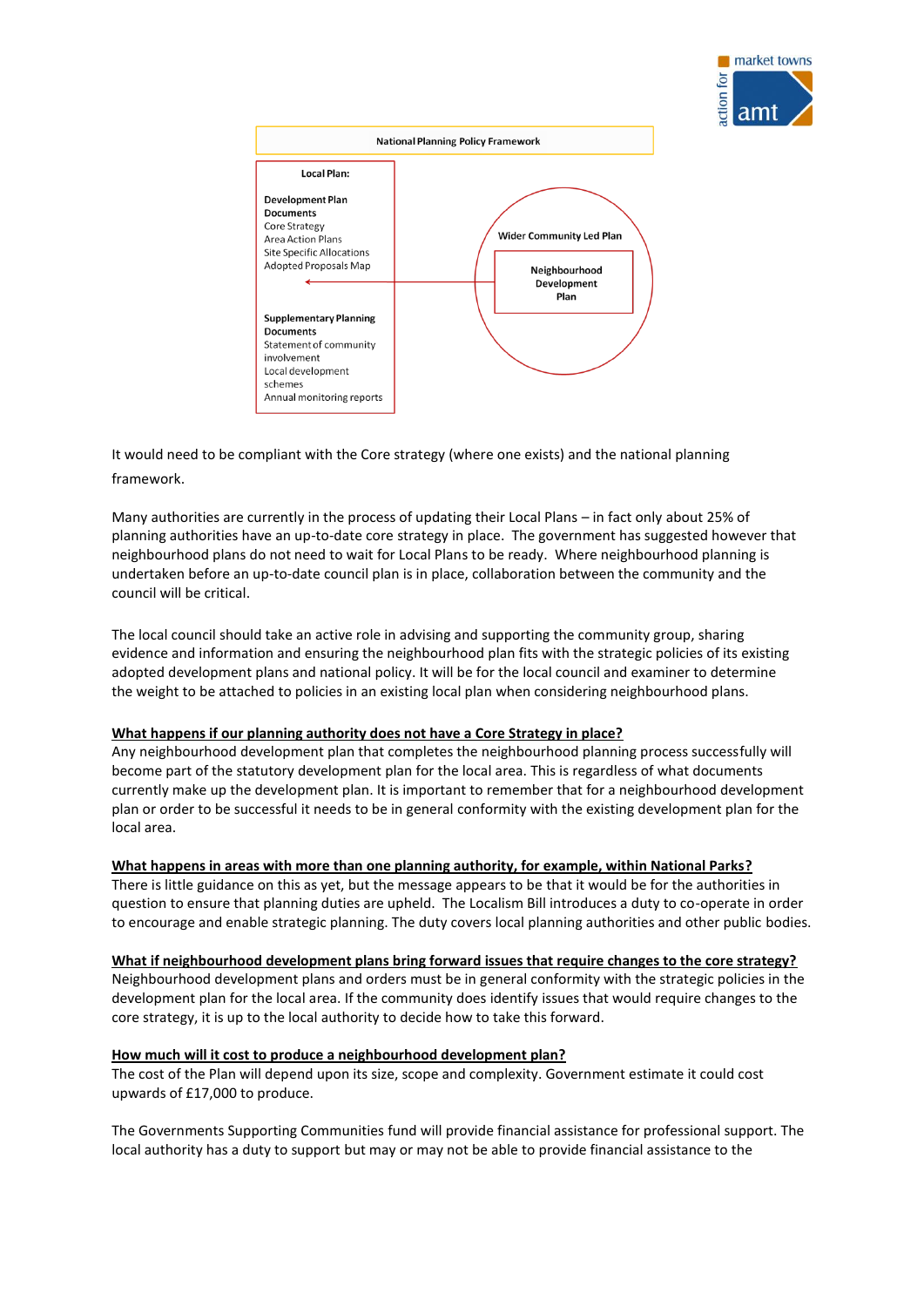National Planning Policy Framework

**Local Plan:**

**Development Plan Documents**
Core Strategy
Area Action Plans
Site Specific Allocations
Adopted Proposals Map

**Supplementary Planning Documents**
Statement of community involvement
Local development schemes
Annual monitoring reports

Wider Community Led Plan

Neighbourhood Development Plan

It would need to be compliant with the Core strategy (where one exists) and the national planning framework.

Many authorities are currently in the process of updating their Local Plans – in fact only about 25% of planning authorities have an up-to-date core strategy in place. The government has suggested however that neighbourhood plans do not need to wait for Local Plans to be ready. Where neighbourhood planning is undertaken before an up-to-date council plan is in place, collaboration between the community and the council will be critical.

The local council should take an active role in advising and supporting the community group, sharing evidence and information and ensuring the neighbourhood plan fits with the strategic policies of its existing adopted development plans and national policy. It will be for the local council and examiner to determine the weight to be attached to policies in an existing local plan when considering neighbourhood plans.

**What happens if our planning authority does not have a Core Strategy in place?**

Any neighbourhood development plan that completes the neighbourhood planning process successfully will become part of the statutory development plan for the local area. This is regardless of what documents currently make up the development plan. It is important to remember that for a neighbourhood development plan or order to be successful it needs to be in general conformity with the existing development plan for the local area.

**What happens in areas with more than one planning authority, for example, within National Parks?**

There is little guidance on this as yet, but the message appears to be that it would be for the authorities in question to ensure that planning duties are upheld. The Localism Bill introduces a duty to co-operate in order to encourage and enable strategic planning. The duty covers local planning authorities and other public bodies.

**What if neighbourhood development plans bring forward issues that require changes to the core strategy?**

Neighbourhood development plans and orders must be in general conformity with the strategic policies in the development plan for the local area. If the community does identify issues that would require changes to the core strategy, it is up to the local authority to decide how to take this forward.

**How much will it cost to produce a neighbourhood development plan?**

The cost of the Plan will depend upon its size, scope and complexity. Government estimate it could cost upwards of £17,000 to produce.

The Governments Supporting Communities fund will provide financial assistance for professional support. The local authority has a duty to support but may or may not be able to provide financial assistance to the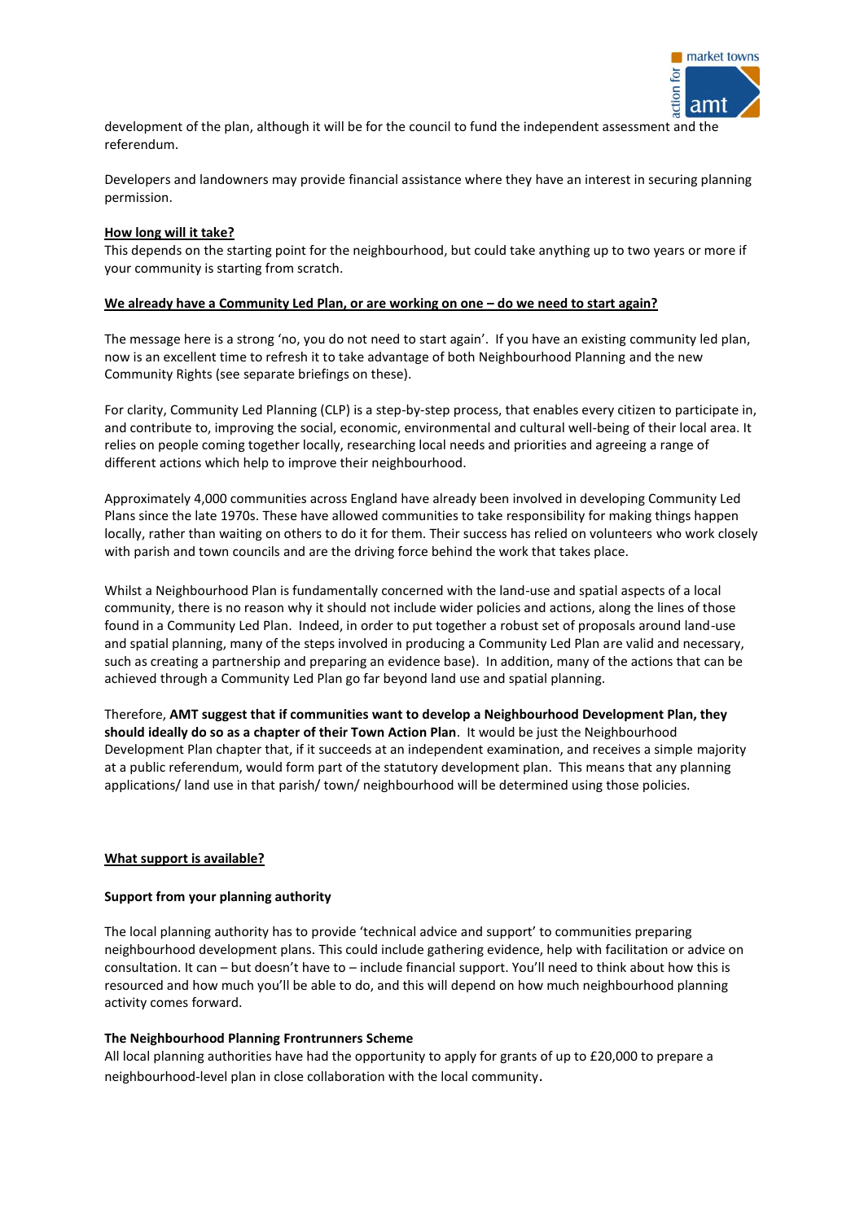development of the plan, although it will be for the council to fund the independent assessment and the referendum.

Developers and landowners may provide financial assistance where they have an interest in securing planning permission.

**How long will it take?**

This depends on the starting point for the neighbourhood, but could take anything up to two years or more if your community is starting from scratch.

**We already have a Community Led Plan, or are working on one – do we need to start again?**

The message here is a strong 'no, you do not need to start again'. If you have an existing community led plan, now is an excellent time to refresh it to take advantage of both Neighbourhood Planning and the new Community Rights (see separate briefings on these).

For clarity, Community Led Planning (CLP) is a step-by-step process, that enables every citizen to participate in, and contribute to, improving the social, economic, environmental and cultural well-being of their local area. It relies on people coming together locally, researching local needs and priorities and agreeing a range of different actions which help to improve their neighbourhood.

Approximately 4,000 communities across England have already been involved in developing Community Led Plans since the late 1970s. These have allowed communities to take responsibility for making things happen locally, rather than waiting on others to do it for them. Their success has relied on volunteers who work closely with parish and town councils and are the driving force behind the work that takes place.

Whilst a Neighbourhood Plan is fundamentally concerned with the land-use and spatial aspects of a local community, there is no reason why it should not include wider policies and actions, along the lines of those found in a Community Led Plan. Indeed, in order to put together a robust set of proposals around land-use and spatial planning, many of the steps involved in producing a Community Led Plan are valid and necessary, such as creating a partnership and preparing an evidence base). In addition, many of the actions that can be achieved through a Community Led Plan go far beyond land use and spatial planning.

Therefore, **AMT suggest that if communities want to develop a Neighbourhood Development Plan, they should ideally do so as a chapter of their Town Action Plan**. It would be just the Neighbourhood Development Plan chapter that, if it succeeds at an independent examination, and receives a simple majority at a public referendum, would form part of the statutory development plan. This means that any planning applications/ land use in that parish/ town/ neighbourhood will be determined using those policies.

**What support is available?**

**Support from your planning authority**

The local planning authority has to provide 'technical advice and support' to communities preparing neighbourhood development plans. This could include gathering evidence, help with facilitation or advice on consultation. It can – but doesn't have to – include financial support. You'll need to think about how this is resourced and how much you'll be able to do, and this will depend on how much neighbourhood planning activity comes forward.

**The Neighbourhood Planning Frontrunners Scheme**

All local planning authorities have had the opportunity to apply for grants of up to £20,000 to prepare a neighbourhood-level plan in close collaboration with the local community.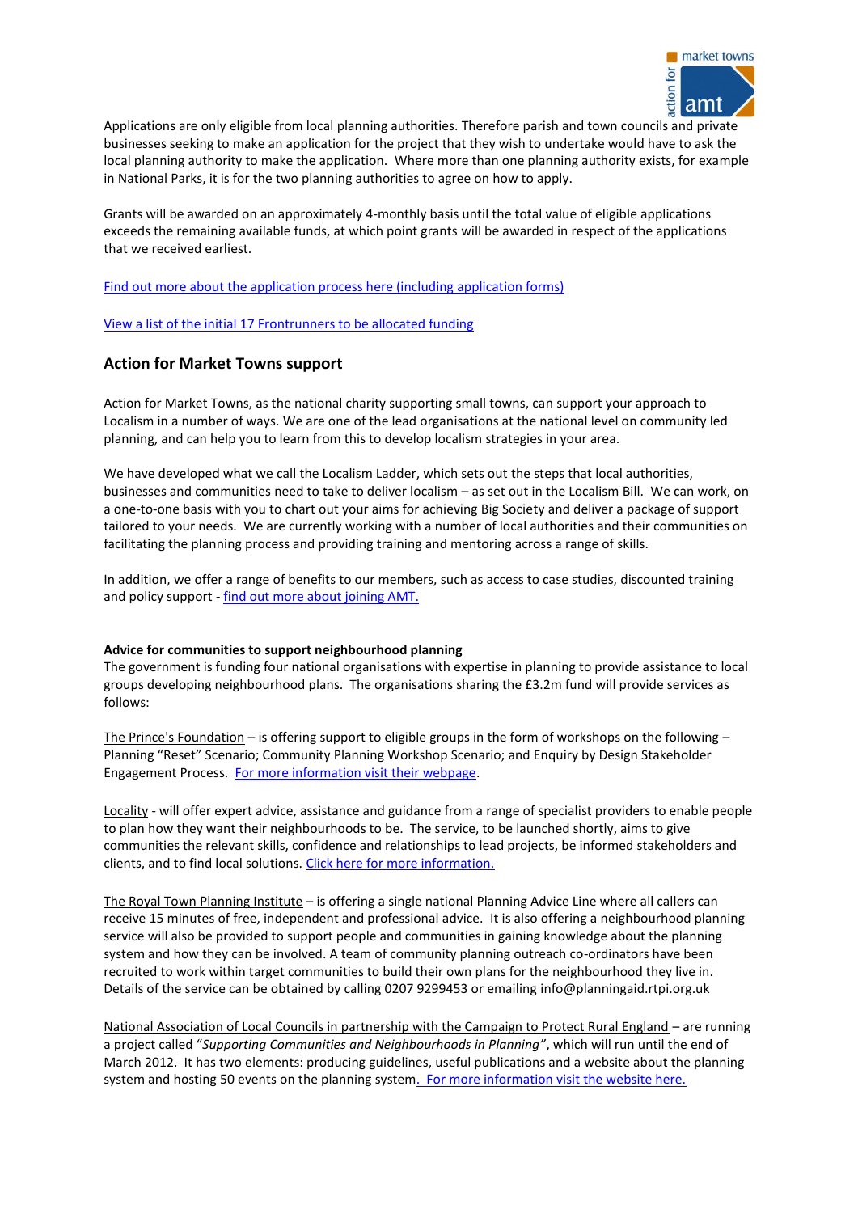Applications are only eligible from local planning authorities. Therefore parish and town councils and private businesses seeking to make an application for the project that they wish to undertake would have to ask the local planning authority to make the application. Where more than one planning authority exists, for example in National Parks, it is for the two planning authorities to agree on how to apply.

Grants will be awarded on an approximately 4-monthly basis until the total value of eligible applications exceeds the remaining available funds, at which point grants will be awarded in respect of the applications that we received earliest.

Find out more about the application process here (including application forms)

View a list of the initial 17 Frontrunners to be allocated funding

## Action for Market Towns support

Action for Market Towns, as the national charity supporting small towns, can support your approach to Localism in a number of ways. We are one of the lead organisations at the national level on community led planning, and can help you to learn from this to develop localism strategies in your area.

We have developed what we call the Localism Ladder, which sets out the steps that local authorities, businesses and communities need to take to deliver localism – as set out in the Localism Bill. We can work, on a one-to-one basis with you to chart out your aims for achieving Big Society and deliver a package of support tailored to your needs. We are currently working with a number of local authorities and their communities on facilitating the planning process and providing training and mentoring across a range of skills.

In addition, we offer a range of benefits to our members, such as access to case studies, discounted training and policy support - find out more about joining AMT.

**Advice for communities to support neighbourhood planning**

The government is funding four national organisations with expertise in planning to provide assistance to local groups developing neighbourhood plans. The organisations sharing the £3.2m fund will provide services as follows:

The Prince's Foundation – is offering support to eligible groups in the form of workshops on the following – Planning "Reset" Scenario; Community Planning Workshop Scenario; and Enquiry by Design Stakeholder Engagement Process. For more information visit their webpage.

Locality - will offer expert advice, assistance and guidance from a range of specialist providers to enable people to plan how they want their neighbourhoods to be. The service, to be launched shortly, aims to give communities the relevant skills, confidence and relationships to lead projects, be informed stakeholders and clients, and to find local solutions. Click here for more information.

The Royal Town Planning Institute – is offering a single national Planning Advice Line where all callers can receive 15 minutes of free, independent and professional advice. It is also offering a neighbourhood planning service will also be provided to support people and communities in gaining knowledge about the planning system and how they can be involved. A team of community planning outreach co-ordinators have been recruited to work within target communities to build their own plans for the neighbourhood they live in. Details of the service can be obtained by calling 0207 9299453 or emailing info@planningaid.rtpi.org.uk

National Association of Local Councils in partnership with the Campaign to Protect Rural England – are running a project called "*Supporting Communities and Neighbourhoods in Planning"*, which will run until the end of March 2012. It has two elements: producing guidelines, useful publications and a website about the planning system and hosting 50 events on the planning system. For more information visit the website here.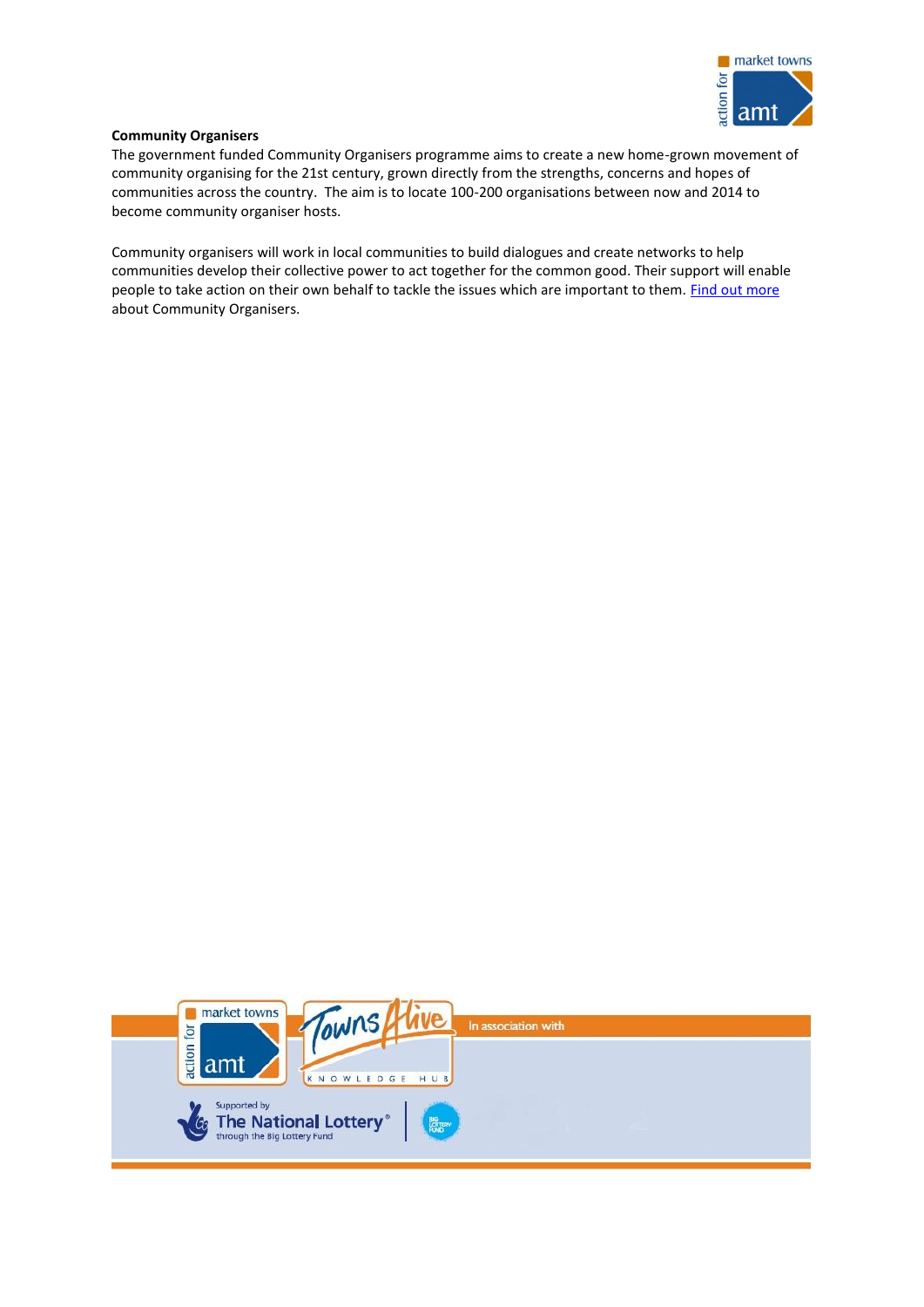**Community Organisers**

The government funded Community Organisers programme aims to create a new home-grown movement of community organising for the 21st century, grown directly from the strengths, concerns and hopes of communities across the country. The aim is to locate 100-200 organisations between now and 2014 to become community organiser hosts.

Community organisers will work in local communities to build dialogues and create networks to help communities develop their collective power to act together for the common good. Their support will enable people to take action on their own behalf to tackle the issues which are important to them. Find out more about Community Organisers.